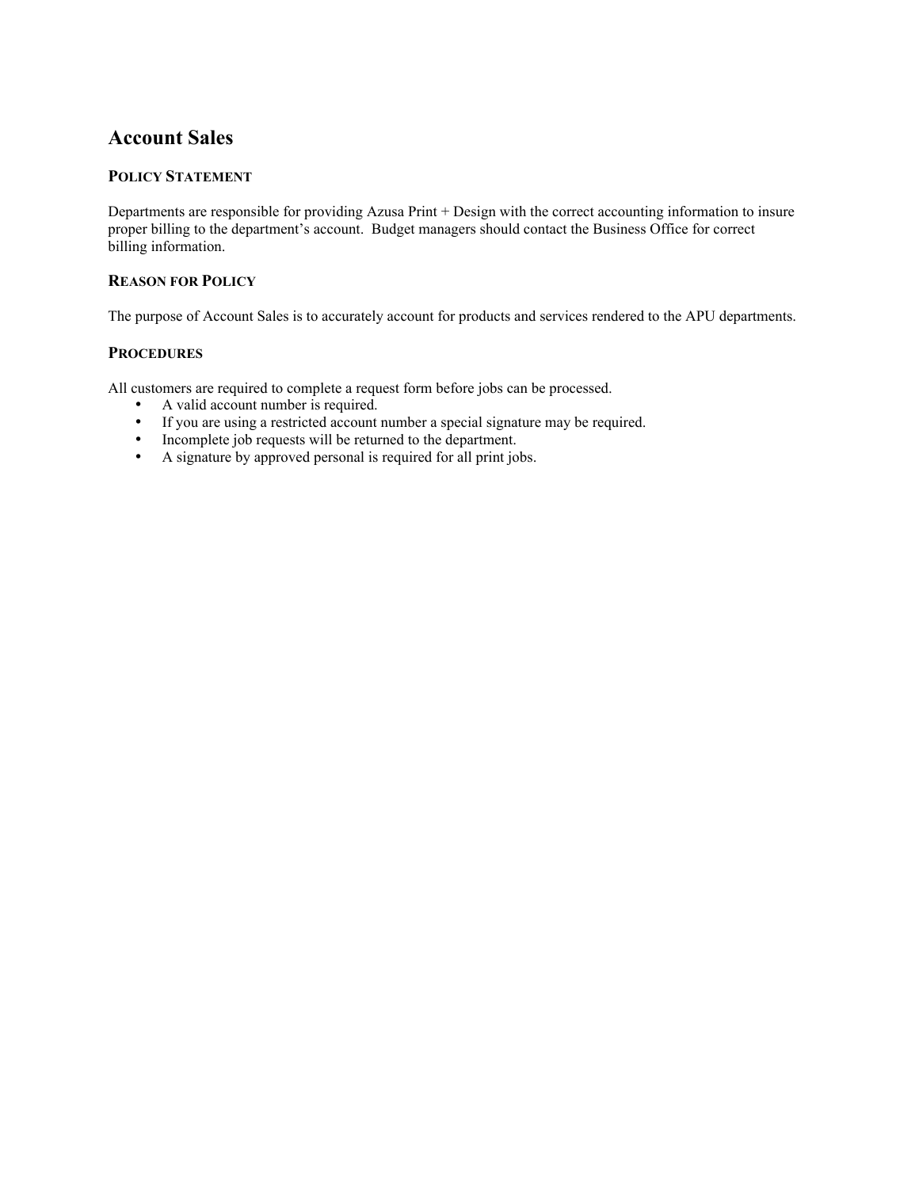# Account Sales

## Policy Statement

Departments are responsible for providing Azusa Print + Design with the correct accounting information to insure proper billing to the department's account. Budget managers should contact the Business Office for correct billing information.

## Reason for Policy

The purpose of Account Sales is to accurately account for products and services rendered to the APU departments.

## Procedures

All customers are required to complete a request form before jobs can be processed.

- A valid account number is required.
- If you are using a restricted account number a special signature may be required.
- Incomplete job requests will be returned to the department.
- A signature by approved personal is required for all print jobs.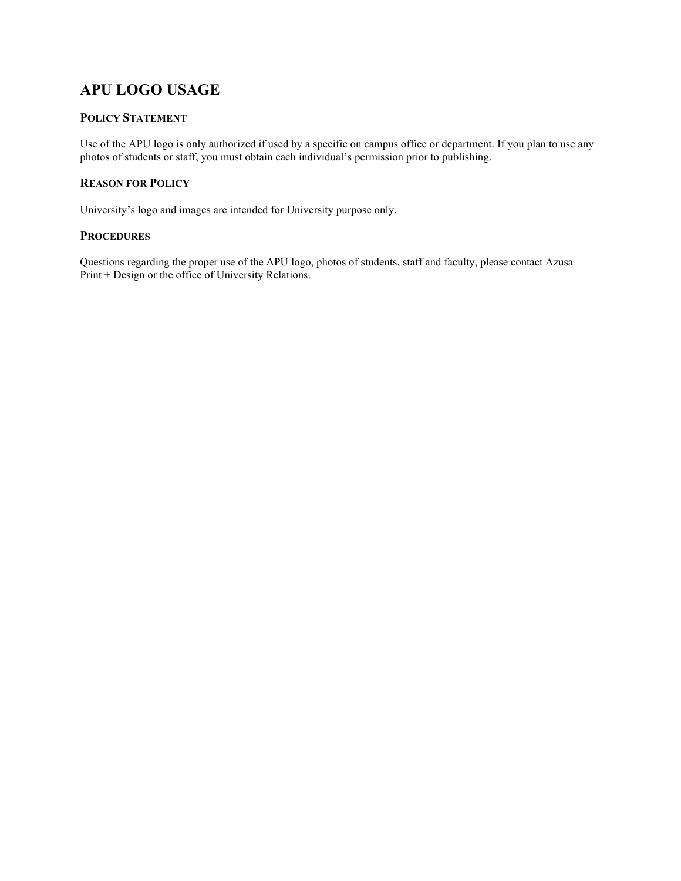# APU LOGO USAGE

## POLICY STATEMENT

Use of the APU logo is only authorized if used by a specific on campus office or department. If you plan to use any photos of students or staff, you must obtain each individual's permission prior to publishing.

## REASON FOR POLICY

University's logo and images are intended for University purpose only.

## PROCEDURES

Questions regarding the proper use of the APU logo, photos of students, staff and faculty, please contact Azusa Print + Design or the office of University Relations.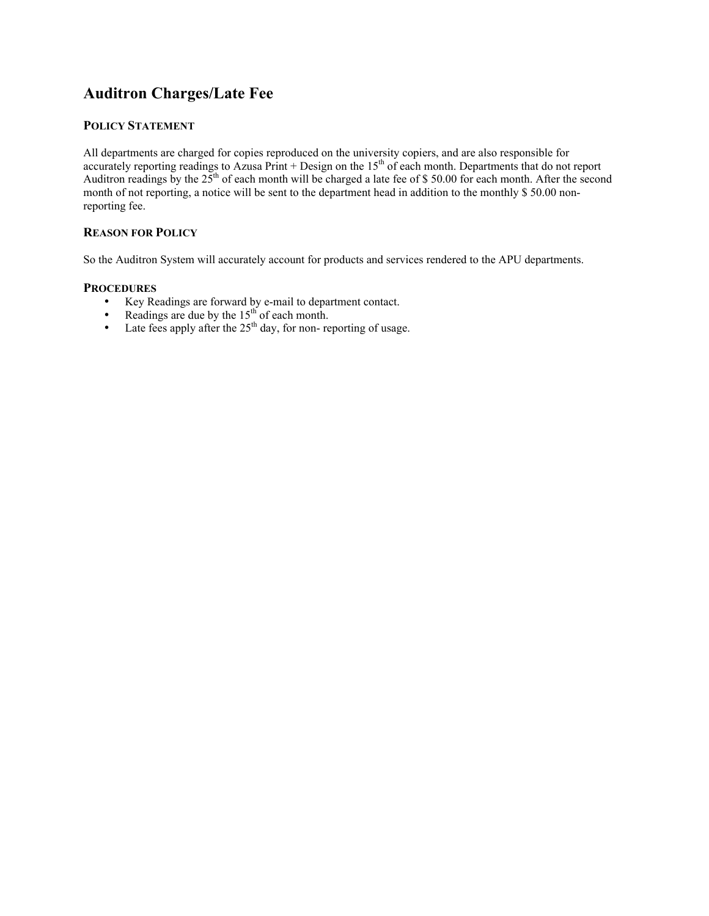# Auditron Charges/Late Fee

## POLICY STATEMENT

All departments are charged for copies reproduced on the university copiers, and are also responsible for accurately reporting readings to Azusa Print + Design on the 15th of each month. Departments that do not report Auditron readings by the 25th of each month will be charged a late fee of $ 50.00 for each month. After the second month of not reporting, a notice will be sent to the department head in addition to the monthly $ 50.00 non-reporting fee.

## REASON FOR POLICY

So the Auditron System will accurately account for products and services rendered to the APU departments.

## PROCEDURES

- Key Readings are forward by e-mail to department contact.
- Readings are due by the 15th of each month.
- Late fees apply after the 25th day, for non- reporting of usage.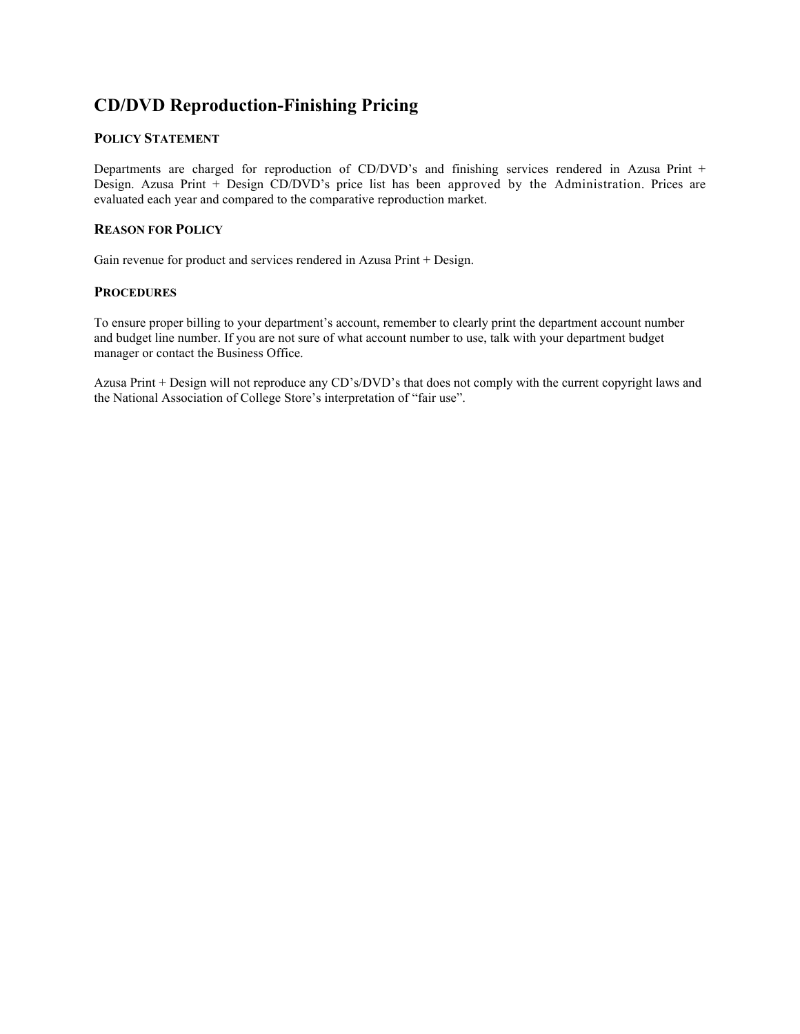## CD/DVD Reproduction-Finishing Pricing

### Policy Statement

Departments are charged for reproduction of CD/DVD's and finishing services rendered in Azusa Print + Design. Azusa Print + Design CD/DVD's price list has been approved by the Administration. Prices are evaluated each year and compared to the comparative reproduction market.

### Reason for Policy

Gain revenue for product and services rendered in Azusa Print + Design.

### Procedures

To ensure proper billing to your department's account, remember to clearly print the department account number and budget line number. If you are not sure of what account number to use, talk with your department budget manager or contact the Business Office.

Azusa Print + Design will not reproduce any CD's/DVD's that does not comply with the current copyright laws and the National Association of College Store's interpretation of "fair use".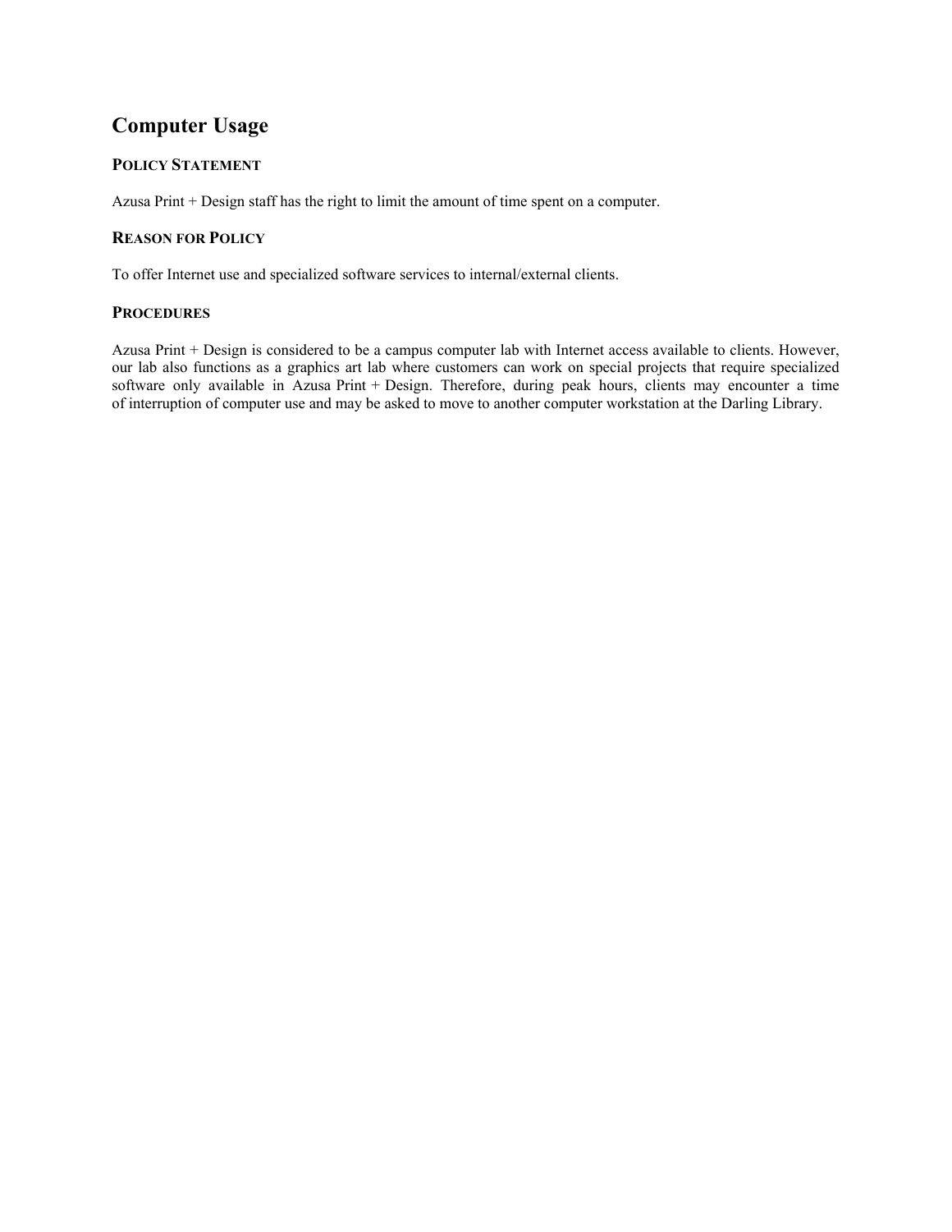## Computer Usage

### Policy Statement

Azusa Print + Design staff has the right to limit the amount of time spent on a computer.

### Reason for Policy

To offer Internet use and specialized software services to internal/external clients.

### Procedures

Azusa Print + Design is considered to be a campus computer lab with Internet access available to clients. However, our lab also functions as a graphics art lab where customers can work on special projects that require specialized software only available in Azusa Print + Design. Therefore, during peak hours, clients may encounter a time of interruption of computer use and may be asked to move to another computer workstation at the Darling Library.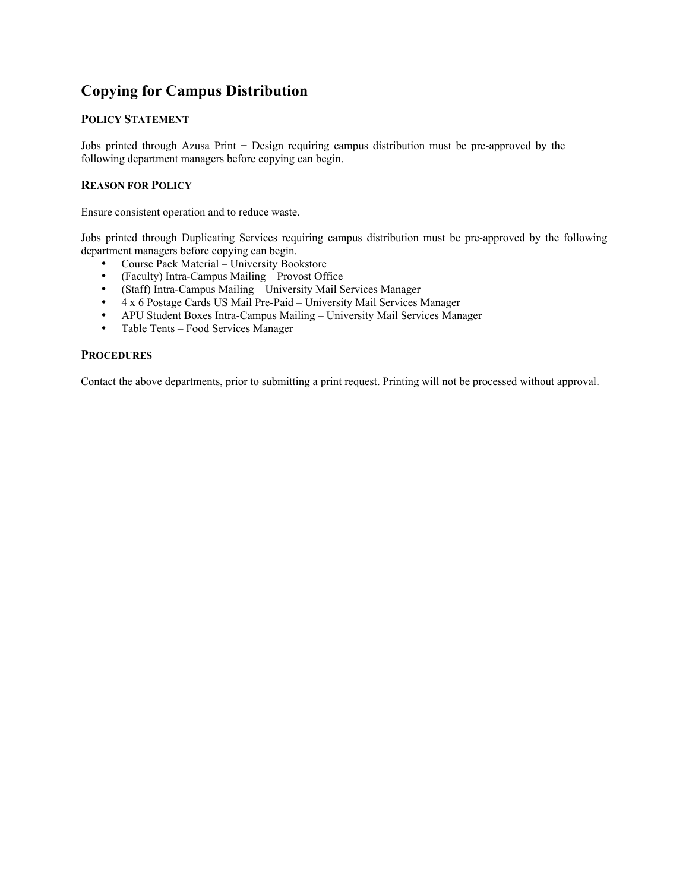# Copying for Campus Distribution

## Policy Statement

Jobs printed through Azusa Print + Design requiring campus distribution must be pre-approved by the following department managers before copying can begin.

## Reason for Policy

Ensure consistent operation and to reduce waste.

Jobs printed through Duplicating Services requiring campus distribution must be pre-approved by the following department managers before copying can begin.

- Course Pack Material – University Bookstore
- (Faculty) Intra-Campus Mailing – Provost Office
- (Staff) Intra-Campus Mailing – University Mail Services Manager
- 4 x 6 Postage Cards US Mail Pre-Paid – University Mail Services Manager
- APU Student Boxes Intra-Campus Mailing – University Mail Services Manager
- Table Tents – Food Services Manager

## Procedures

Contact the above departments, prior to submitting a print request. Printing will not be processed without approval.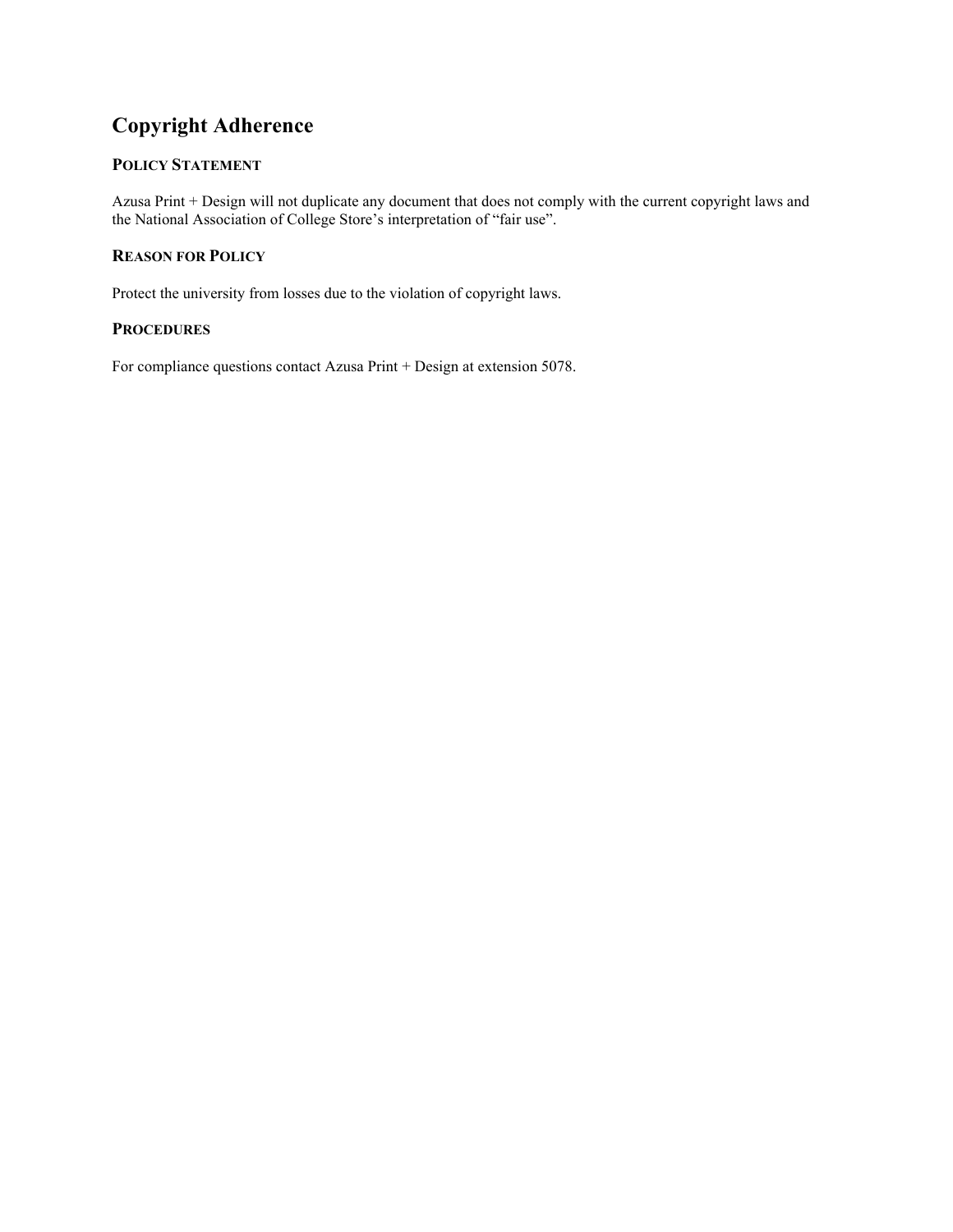## Copyright Adherence

### Policy Statement

Azusa Print + Design will not duplicate any document that does not comply with the current copyright laws and the National Association of College Store's interpretation of "fair use".

### Reason for Policy

Protect the university from losses due to the violation of copyright laws.

### Procedures

For compliance questions contact Azusa Print + Design at extension 5078.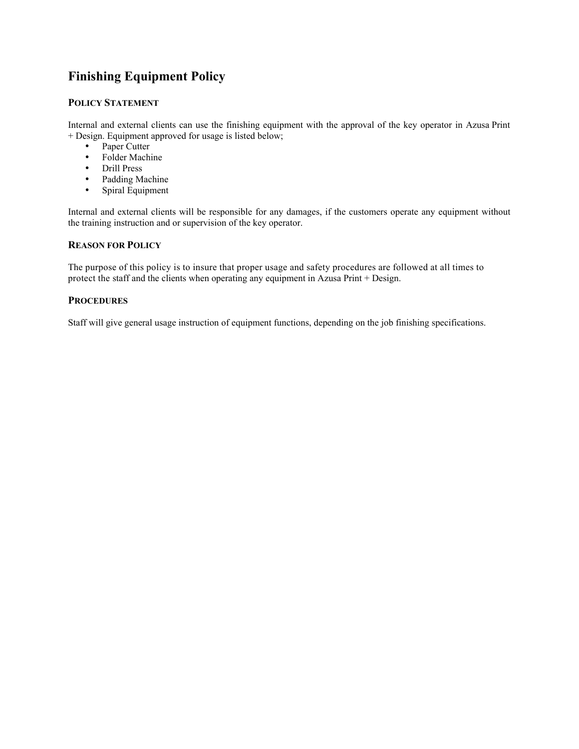# Finishing Equipment Policy

## POLICY STATEMENT

Internal and external clients can use the finishing equipment with the approval of the key operator in Azusa Print + Design. Equipment approved for usage is listed below;

- Paper Cutter
- Folder Machine
- Drill Press
- Padding Machine
- Spiral Equipment

Internal and external clients will be responsible for any damages, if the customers operate any equipment without the training instruction and or supervision of the key operator.

## REASON FOR POLICY

The purpose of this policy is to insure that proper usage and safety procedures are followed at all times to protect the staff and the clients when operating any equipment in Azusa Print + Design.

## PROCEDURES

Staff will give general usage instruction of equipment functions, depending on the job finishing specifications.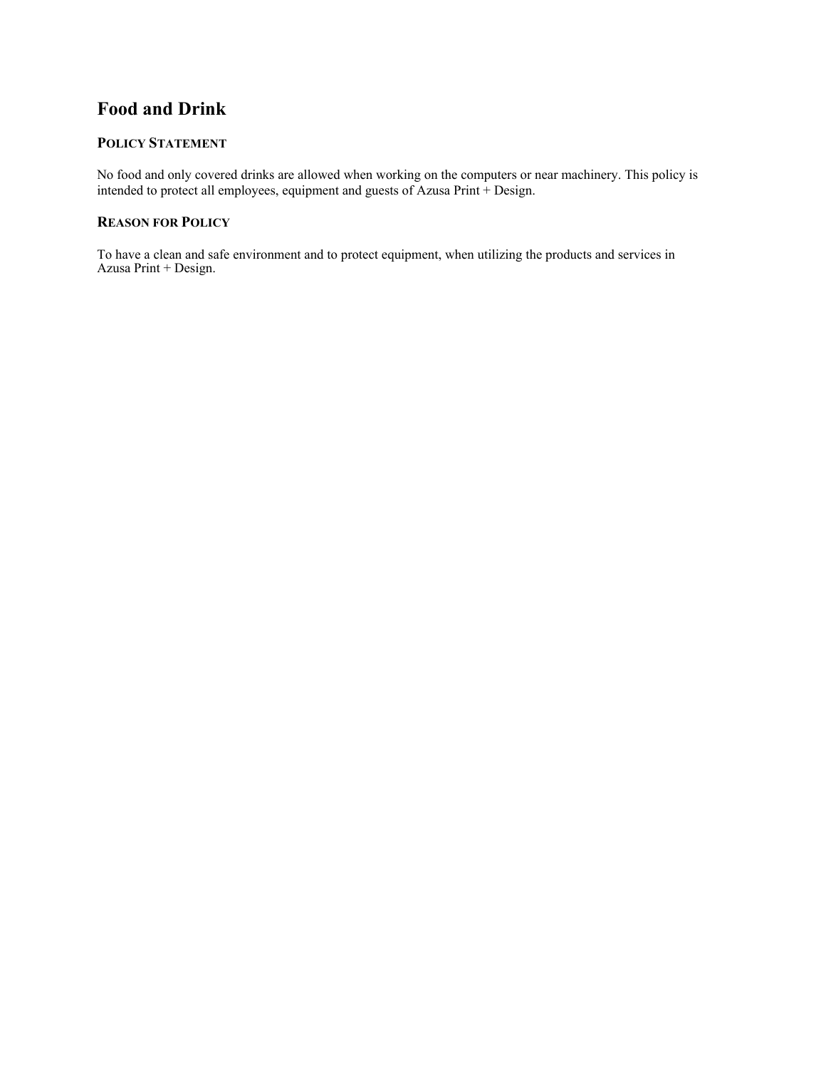## Food and Drink

### Policy Statement

No food and only covered drinks are allowed when working on the computers or near machinery. This policy is intended to protect all employees, equipment and guests of Azusa Print + Design.

### Reason for Policy

To have a clean and safe environment and to protect equipment, when utilizing the products and services in Azusa Print + Design.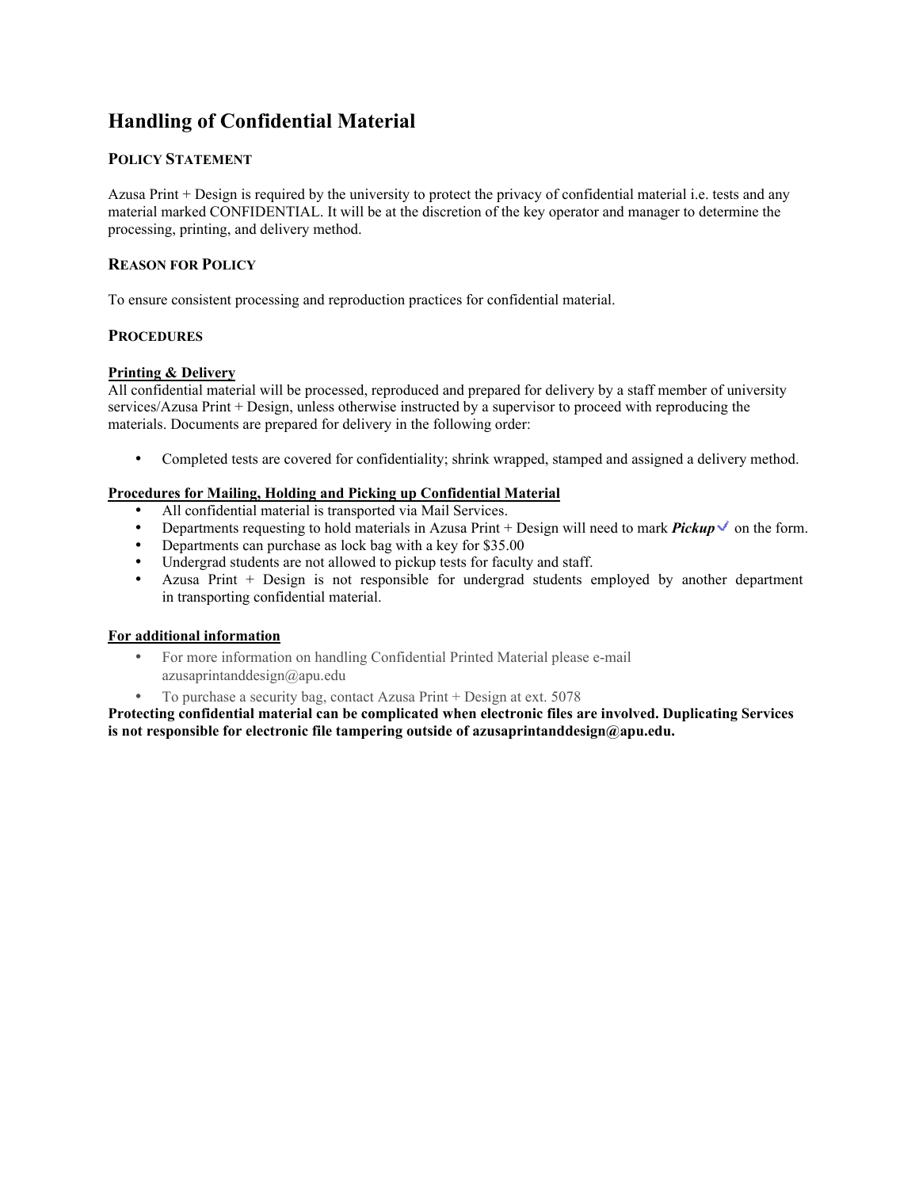# Handling of Confidential Material

## Policy Statement

Azusa Print + Design is required by the university to protect the privacy of confidential material i.e. tests and any material marked CONFIDENTIAL. It will be at the discretion of the key operator and manager to determine the processing, printing, and delivery method.

## Reason for Policy

To ensure consistent processing and reproduction practices for confidential material.

## Procedures

**Printing & Delivery**

All confidential material will be processed, reproduced and prepared for delivery by a staff member of university services/Azusa Print + Design, unless otherwise instructed by a supervisor to proceed with reproducing the materials. Documents are prepared for delivery in the following order:

- Completed tests are covered for confidentiality; shrink wrapped, stamped and assigned a delivery method.

**Procedures for Mailing, Holding and Picking up Confidential Material**

- All confidential material is transported via Mail Services.
- Departments requesting to hold materials in Azusa Print + Design will need to mark ***Pickup*** ✓ on the form.
- Departments can purchase as lock bag with a key for $35.00
- Undergrad students are not allowed to pickup tests for faculty and staff.
- Azusa Print + Design is not responsible for undergrad students employed by another department in transporting confidential material.

**For additional information**

- For more information on handling Confidential Printed Material please e-mail azusaprintanddesign@apu.edu
- To purchase a security bag, contact Azusa Print + Design at ext. 5078

**Protecting confidential material can be complicated when electronic files are involved. Duplicating Services is not responsible for electronic file tampering outside of azusaprintanddesign@apu.edu.**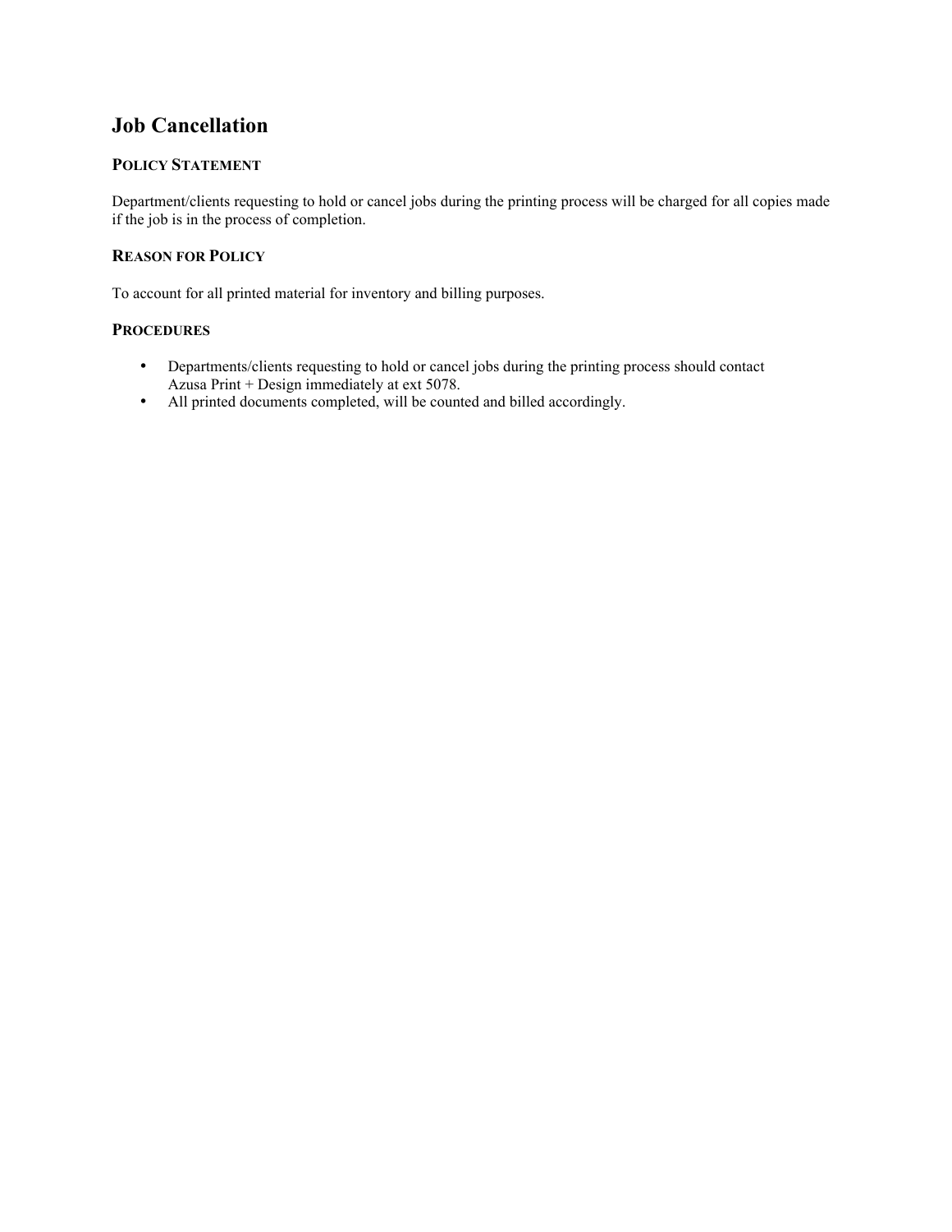## Job Cancellation

### Policy Statement

Department/clients requesting to hold or cancel jobs during the printing process will be charged for all copies made if the job is in the process of completion.

### Reason for Policy

To account for all printed material for inventory and billing purposes.

### Procedures

- Departments/clients requesting to hold or cancel jobs during the printing process should contact Azusa Print + Design immediately at ext 5078.
- All printed documents completed, will be counted and billed accordingly.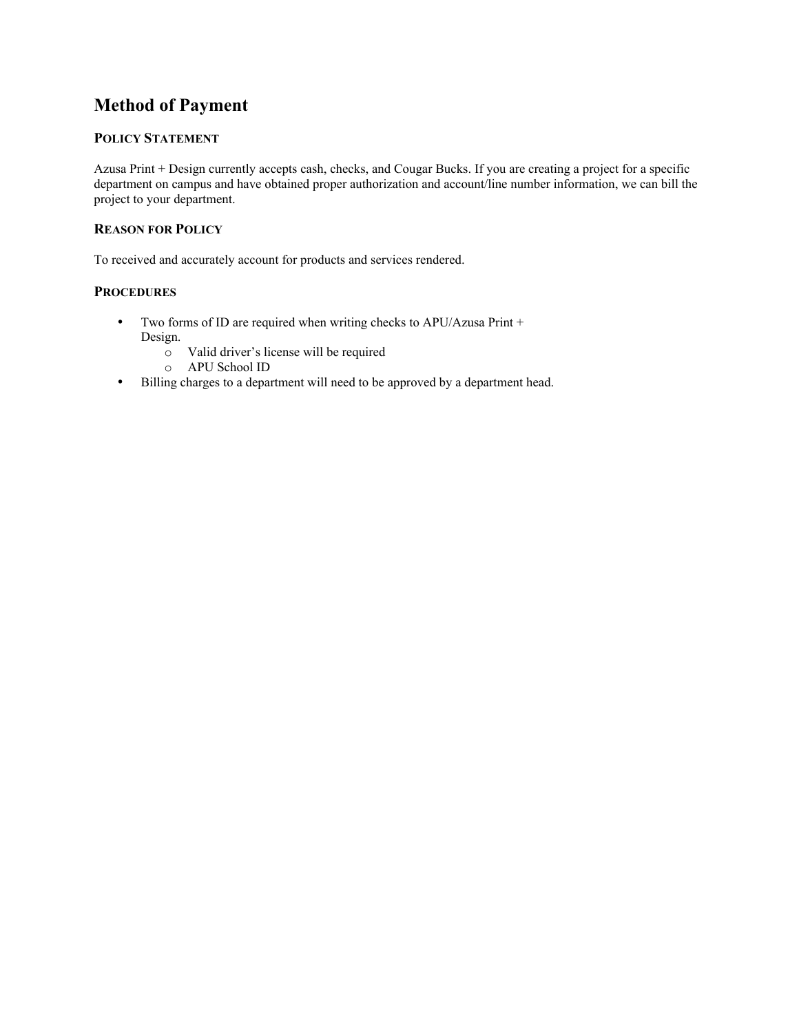## Method of Payment

### POLICY STATEMENT

Azusa Print + Design currently accepts cash, checks, and Cougar Bucks. If you are creating a project for a specific department on campus and have obtained proper authorization and account/line number information, we can bill the project to your department.

### REASON FOR POLICY

To received and accurately account for products and services rendered.

### PROCEDURES

- Two forms of ID are required when writing checks to APU/Azusa Print + Design.
  - Valid driver's license will be required
  - APU School ID
- Billing charges to a department will need to be approved by a department head.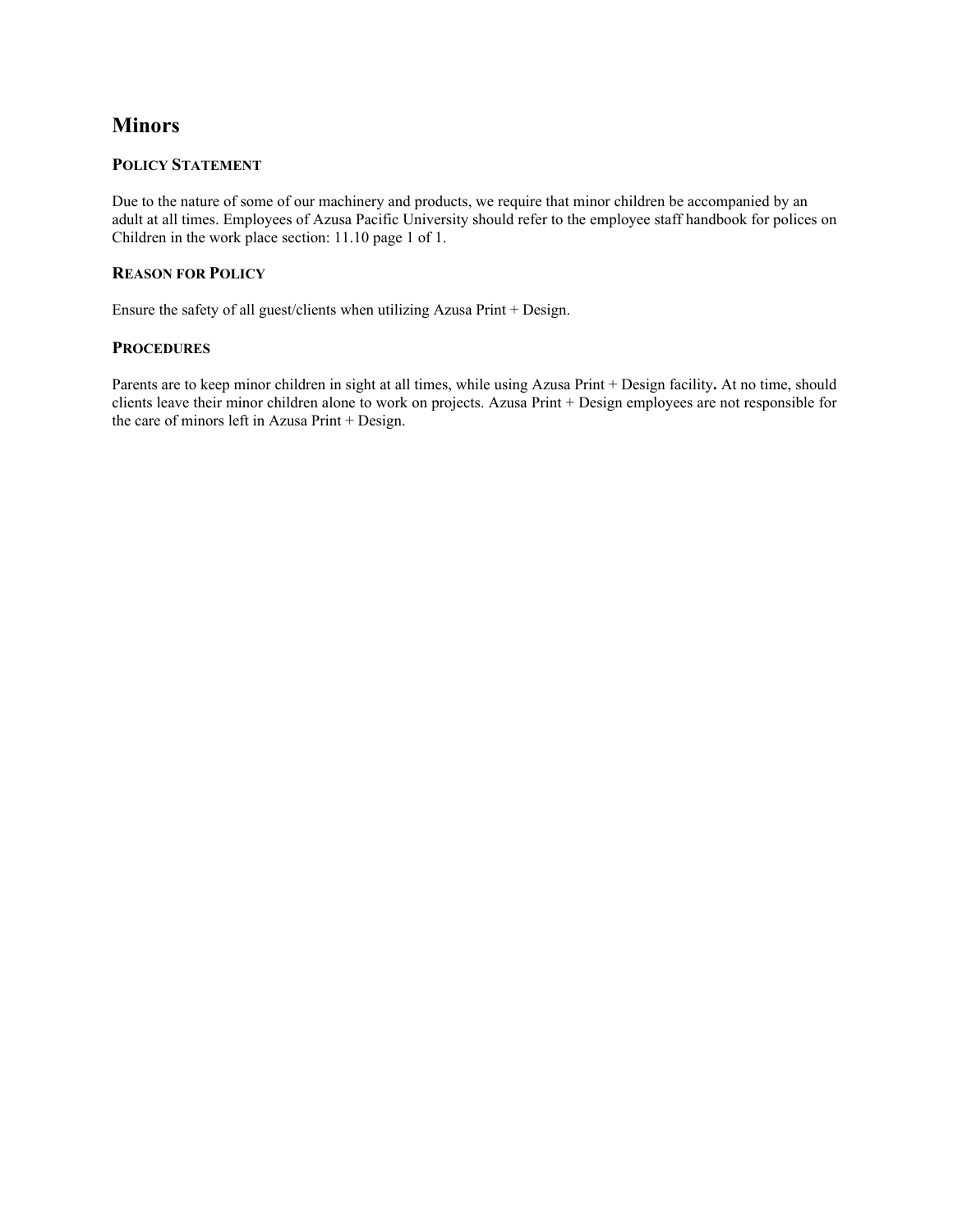## Minors

### Policy Statement

Due to the nature of some of our machinery and products, we require that minor children be accompanied by an adult at all times. Employees of Azusa Pacific University should refer to the employee staff handbook for polices on Children in the work place section: 11.10 page 1 of 1.

### Reason for Policy

Ensure the safety of all guest/clients when utilizing Azusa Print + Design.

### Procedures

Parents are to keep minor children in sight at all times, while using Azusa Print + Design facility**.** At no time, should clients leave their minor children alone to work on projects. Azusa Print + Design employees are not responsible for the care of minors left in Azusa Print + Design.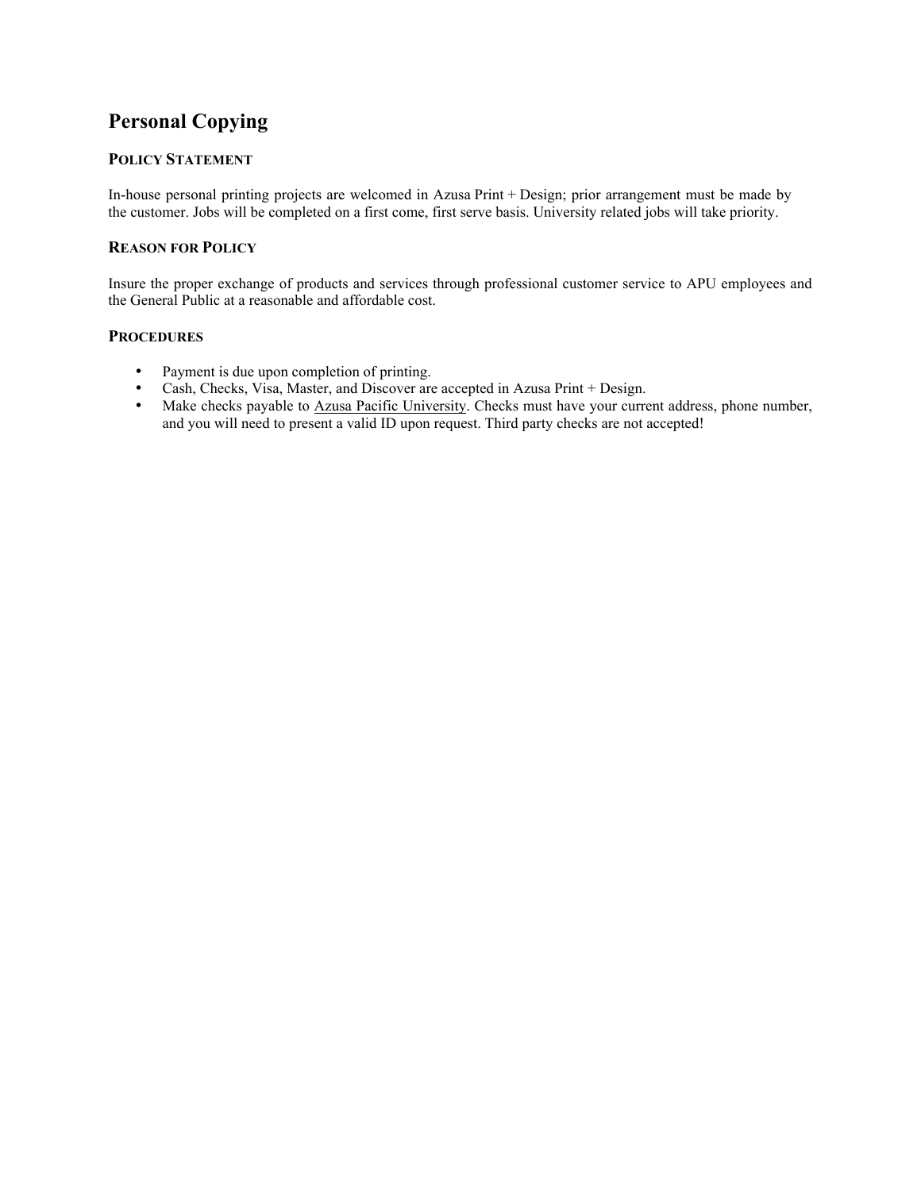# Personal Copying

## Policy Statement

In-house personal printing projects are welcomed in Azusa Print + Design; prior arrangement must be made by the customer. Jobs will be completed on a first come, first serve basis. University related jobs will take priority.

## Reason for Policy

Insure the proper exchange of products and services through professional customer service to APU employees and the General Public at a reasonable and affordable cost.

## Procedures

- Payment is due upon completion of printing.
- Cash, Checks, Visa, Master, and Discover are accepted in Azusa Print + Design.
- Make checks payable to Azusa Pacific University. Checks must have your current address, phone number, and you will need to present a valid ID upon request. Third party checks are not accepted!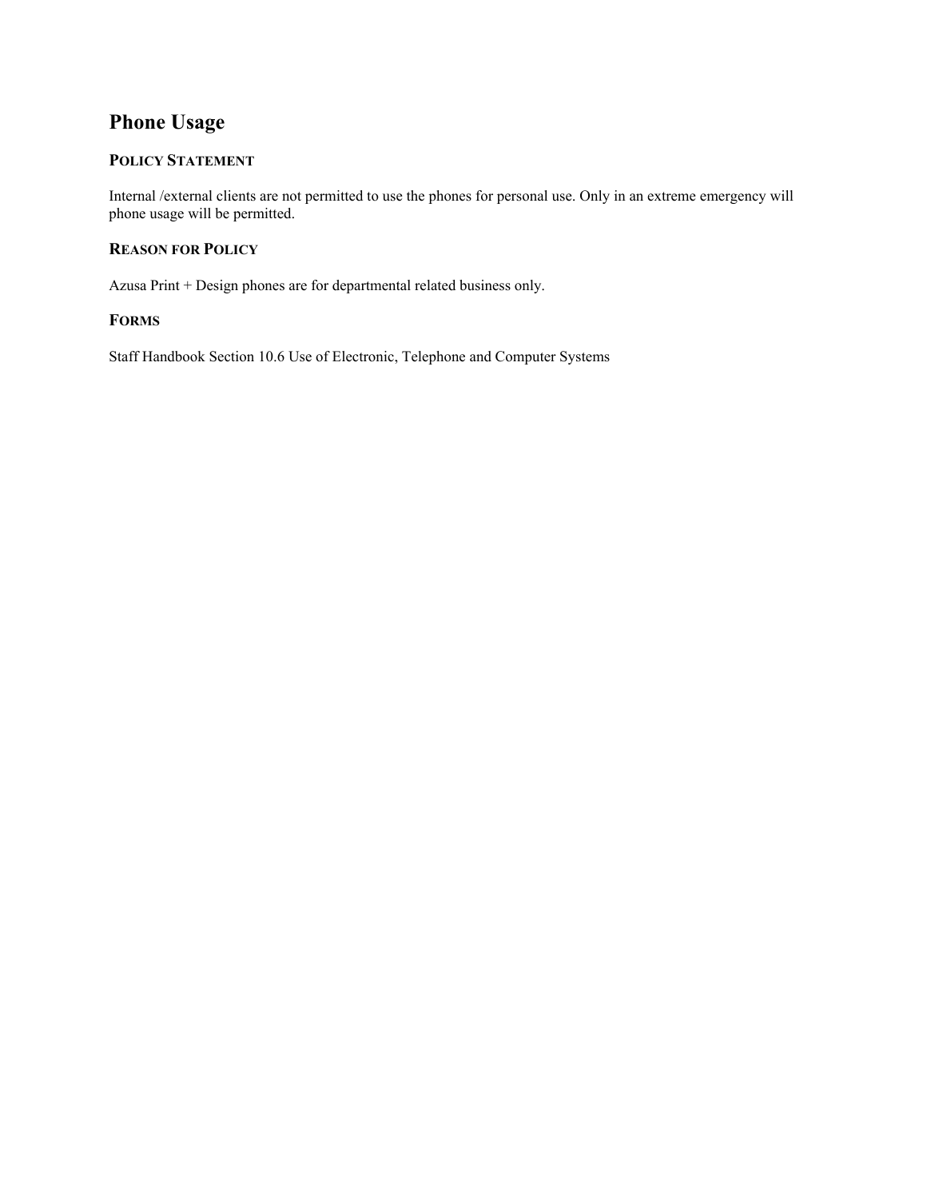## Phone Usage

### POLICY STATEMENT

Internal /external clients are not permitted to use the phones for personal use. Only in an extreme emergency will phone usage will be permitted.

### REASON FOR POLICY

Azusa Print + Design phones are for departmental related business only.

### FORMS

Staff Handbook Section 10.6 Use of Electronic, Telephone and Computer Systems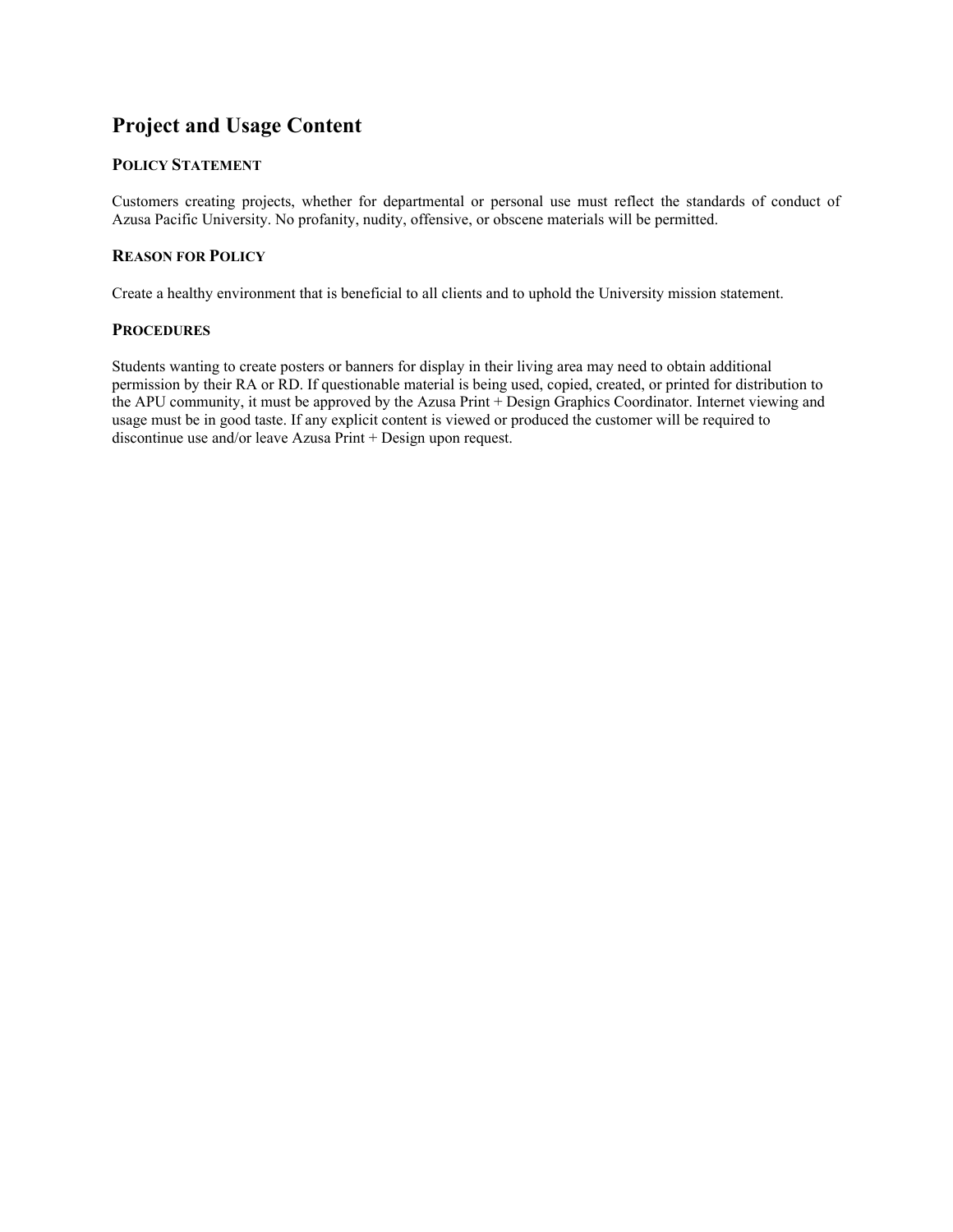## Project and Usage Content

### Policy Statement

Customers creating projects, whether for departmental or personal use must reflect the standards of conduct of Azusa Pacific University. No profanity, nudity, offensive, or obscene materials will be permitted.

### Reason for Policy

Create a healthy environment that is beneficial to all clients and to uphold the University mission statement.

### Procedures

Students wanting to create posters or banners for display in their living area may need to obtain additional permission by their RA or RD. If questionable material is being used, copied, created, or printed for distribution to the APU community, it must be approved by the Azusa Print + Design Graphics Coordinator. Internet viewing and usage must be in good taste. If any explicit content is viewed or produced the customer will be required to discontinue use and/or leave Azusa Print + Design upon request.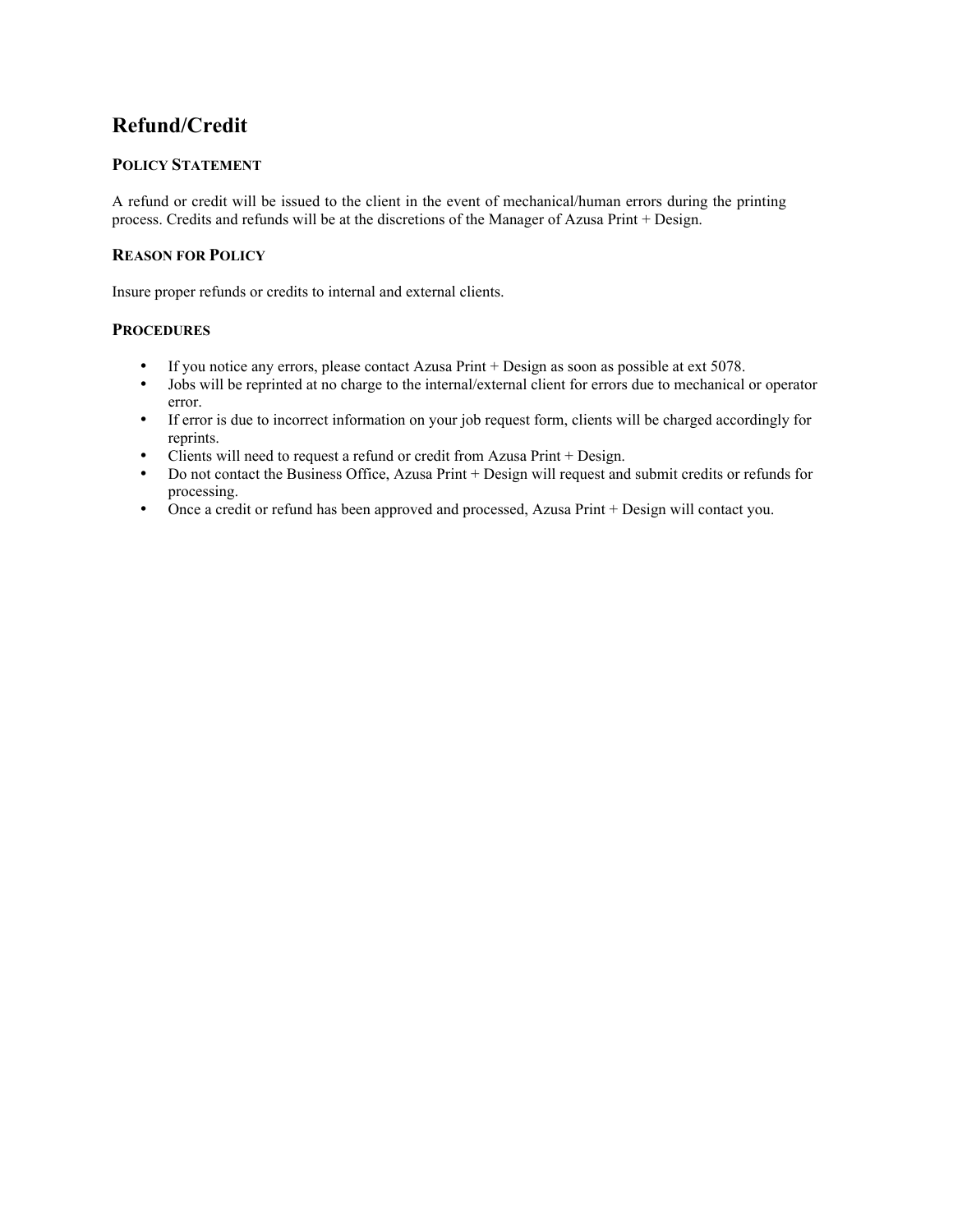## Refund/Credit

### Policy Statement

A refund or credit will be issued to the client in the event of mechanical/human errors during the printing process. Credits and refunds will be at the discretions of the Manager of Azusa Print + Design.

### Reason for Policy

Insure proper refunds or credits to internal and external clients.

### Procedures

- If you notice any errors, please contact Azusa Print + Design as soon as possible at ext 5078.
- Jobs will be reprinted at no charge to the internal/external client for errors due to mechanical or operator error.
- If error is due to incorrect information on your job request form, clients will be charged accordingly for reprints.
- Clients will need to request a refund or credit from Azusa Print + Design.
- Do not contact the Business Office, Azusa Print + Design will request and submit credits or refunds for processing.
- Once a credit or refund has been approved and processed, Azusa Print + Design will contact you.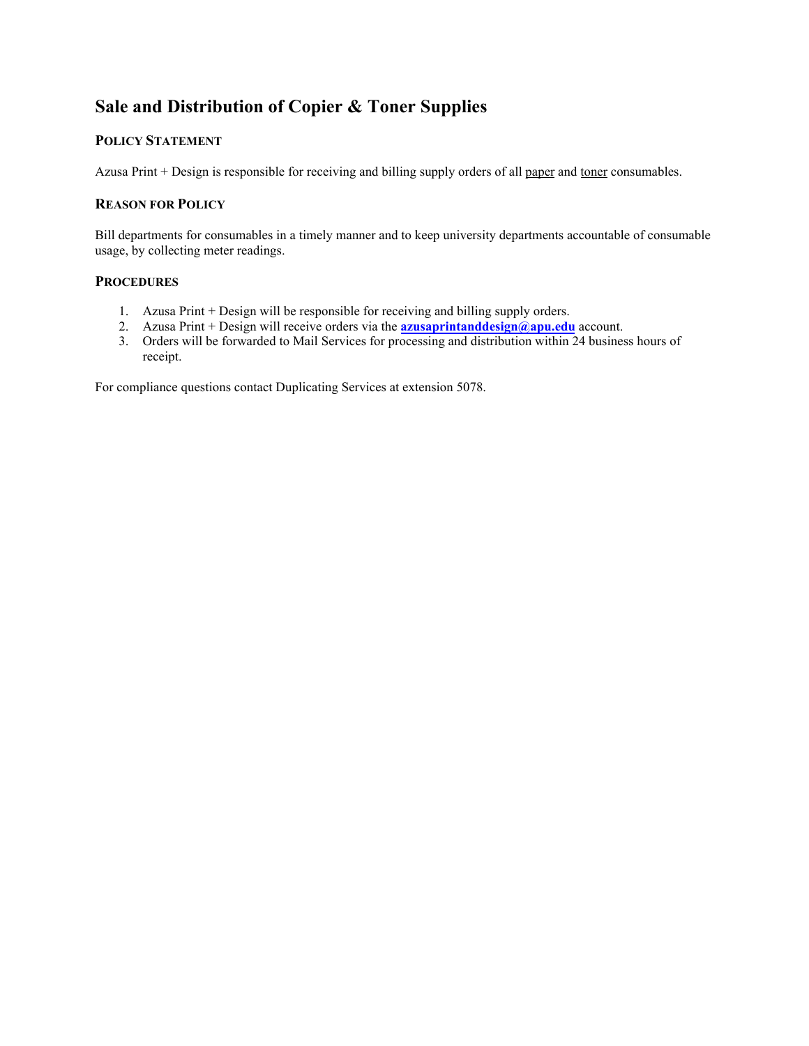## Sale and Distribution of Copier & Toner Supplies

### POLICY STATEMENT

Azusa Print + Design is responsible for receiving and billing supply orders of all paper and toner consumables.

### REASON FOR POLICY

Bill departments for consumables in a timely manner and to keep university departments accountable of consumable usage, by collecting meter readings.

### PROCEDURES

1. Azusa Print + Design will be responsible for receiving and billing supply orders.
2. Azusa Print + Design will receive orders via the **azusaprintanddesign@apu.edu** account.
3. Orders will be forwarded to Mail Services for processing and distribution within 24 business hours of receipt.

For compliance questions contact Duplicating Services at extension 5078.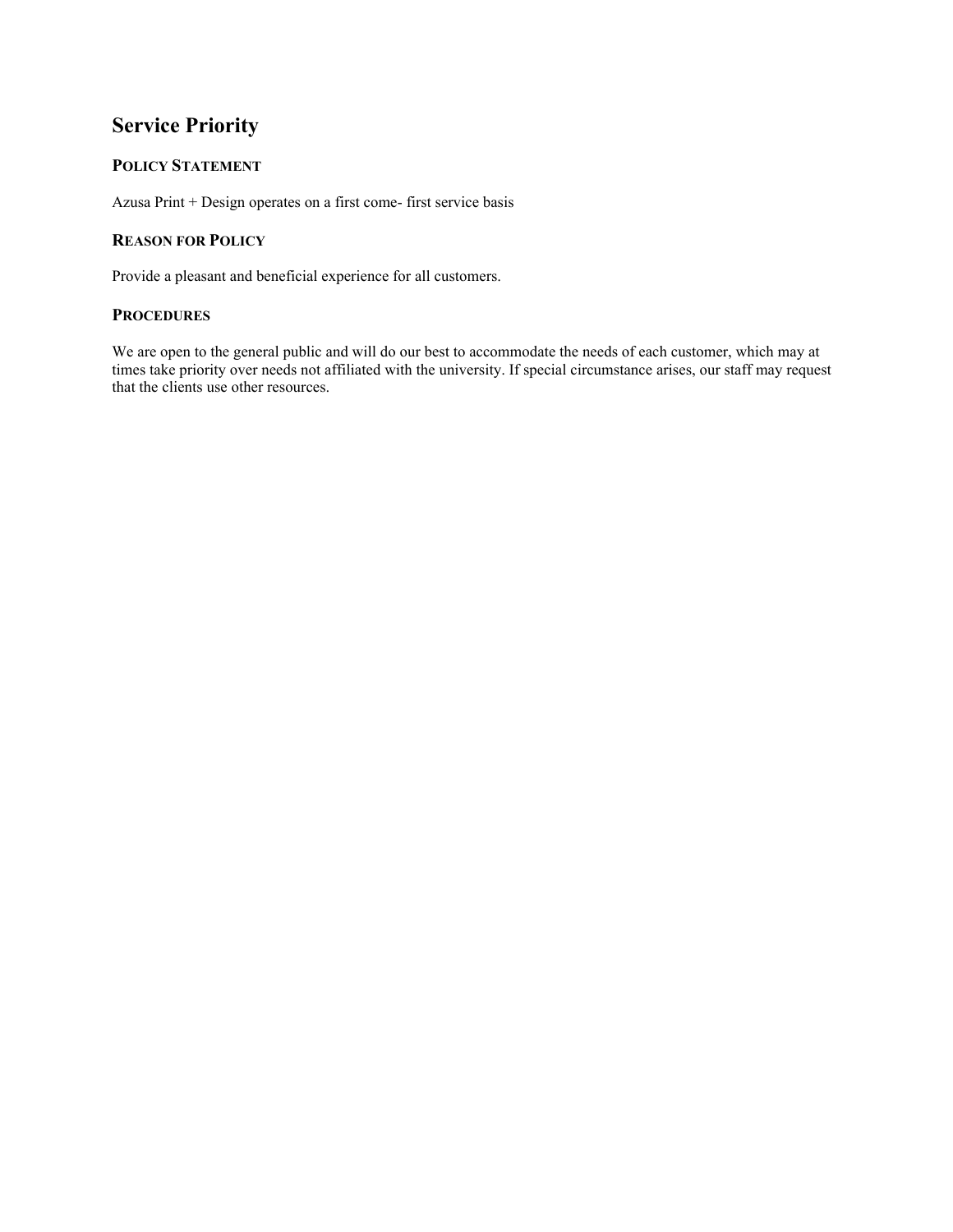## Service Priority

### POLICY STATEMENT

Azusa Print + Design operates on a first come- first service basis

### REASON FOR POLICY

Provide a pleasant and beneficial experience for all customers.

### PROCEDURES

We are open to the general public and will do our best to accommodate the needs of each customer, which may at times take priority over needs not affiliated with the university. If special circumstance arises, our staff may request that the clients use other resources.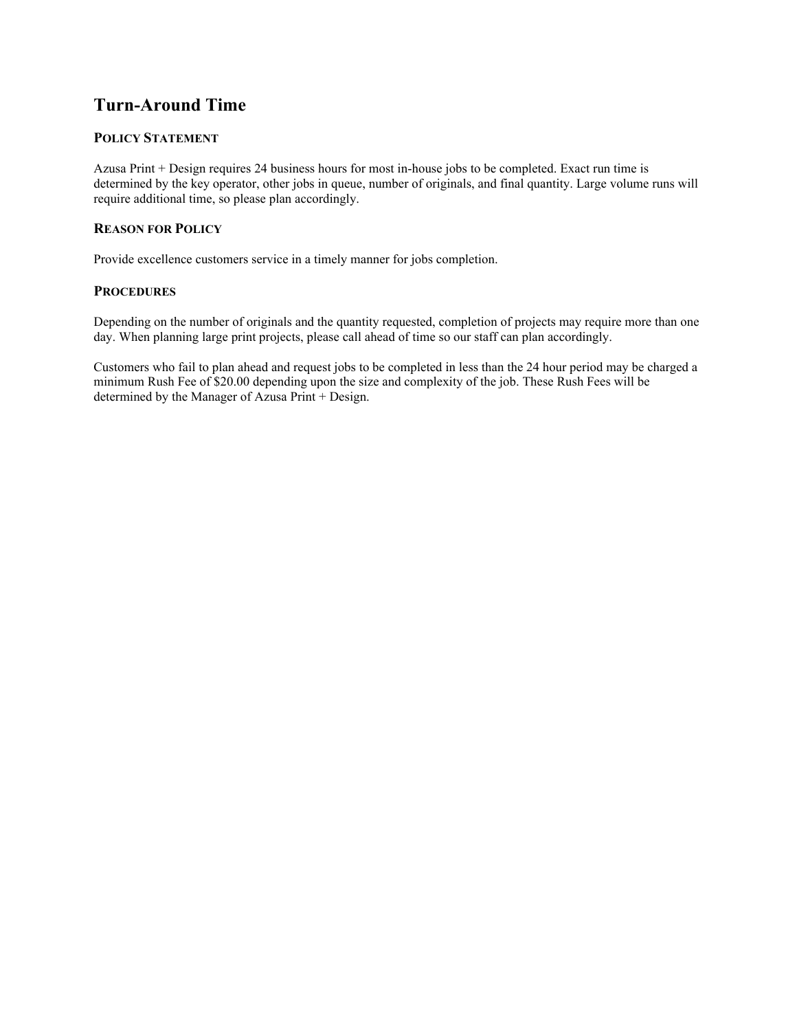## Turn-Around Time

### Policy Statement

Azusa Print + Design requires 24 business hours for most in-house jobs to be completed. Exact run time is determined by the key operator, other jobs in queue, number of originals, and final quantity. Large volume runs will require additional time, so please plan accordingly.

### Reason for Policy

Provide excellence customers service in a timely manner for jobs completion.

### Procedures

Depending on the number of originals and the quantity requested, completion of projects may require more than one day. When planning large print projects, please call ahead of time so our staff can plan accordingly.

Customers who fail to plan ahead and request jobs to be completed in less than the 24 hour period may be charged a minimum Rush Fee of $20.00 depending upon the size and complexity of the job. These Rush Fees will be determined by the Manager of Azusa Print + Design.